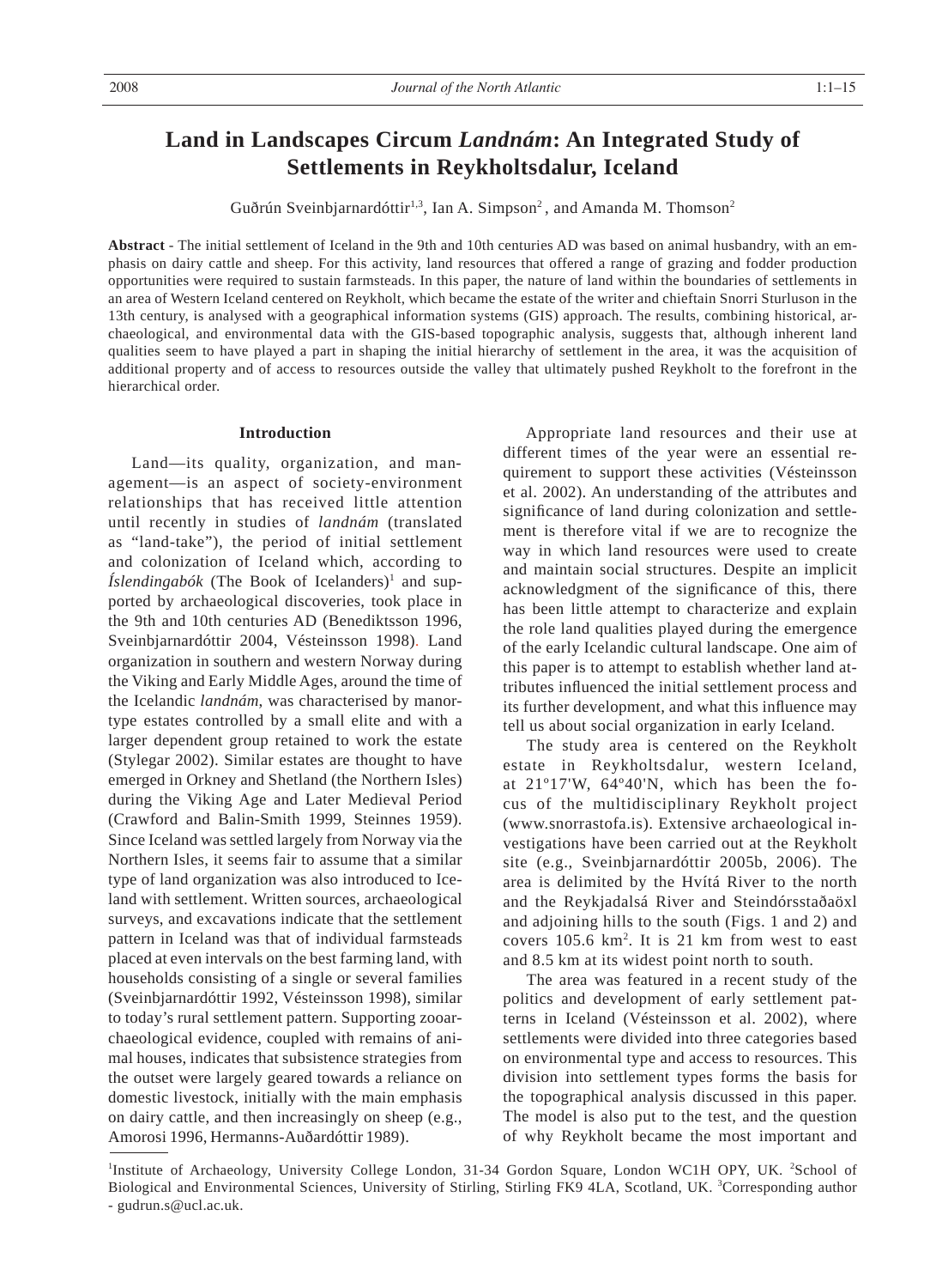# Land in Landscapes Circum *Landnám*: An Integrated Study of Settlements in Reykholtsdalur, Iceland

Guðrún Sveinbjarnardóttir[1,3], Ian A. Simpson[2], and Amanda M. Thomson[2]

**Abstract** - The initial settlement of Iceland in the 9th and 10th centuries AD was based on animal husbandry, with an emphasis on dairy cattle and sheep. For this activity, land resources that offered a range of grazing and fodder production opportunities were required to sustain farmsteads. In this paper, the nature of land within the boundaries of settlements in an area of Western Iceland centered on Reykholt, which became the estate of the writer and chieftain Snorri Sturluson in the 13th century, is analysed with a geographical information systems (GIS) approach. The results, combining historical, archaeological, and environmental data with the GIS-based topographic analysis, suggests that, although inherent land qualities seem to have played a part in shaping the initial hierarchy of settlement in the area, it was the acquisition of additional property and of access to resources outside the valley that ultimately pushed Reykholt to the forefront in the hierarchical order.

## Introduction

Land—its quality, organization, and management—is an aspect of society-environment relationships that has received little attention until recently in studies of *landnám* (translated as "land-take"), the period of initial settlement and colonization of Iceland which, according to *Íslendingabók* (The Book of Icelanders)[1] and supported by archaeological discoveries, took place in the 9th and 10th centuries AD (Benediktsson 1996, Sveinbjarnardóttir 2004, Vésteinsson 1998). Land organization in southern and western Norway during the Viking and Early Middle Ages, around the time of the Icelandic *landnám*, was characterised by manor-type estates controlled by a small elite and with a larger dependent group retained to work the estate (Stylegar 2002). Similar estates are thought to have emerged in Orkney and Shetland (the Northern Isles) during the Viking Age and Later Medieval Period (Crawford and Balin-Smith 1999, Steinnes 1959). Since Iceland was settled largely from Norway via the Northern Isles, it seems fair to assume that a similar type of land organization was also introduced to Iceland with settlement. Written sources, archaeological surveys, and excavations indicate that the settlement pattern in Iceland was that of individual farmsteads placed at even intervals on the best farming land, with households consisting of a single or several families (Sveinbjarnardóttir 1992, Vésteinsson 1998), similar to today's rural settlement pattern. Supporting zooarchaeological evidence, coupled with remains of animal houses, indicates that subsistence strategies from the outset were largely geared towards a reliance on domestic livestock, initially with the main emphasis on dairy cattle, and then increasingly on sheep (e.g., Amorosi 1996, Hermanns-Auðardóttir 1989).

Appropriate land resources and their use at different times of the year were an essential requirement to support these activities (Vésteinsson et al. 2002). An understanding of the attributes and significance of land during colonization and settlement is therefore vital if we are to recognize the way in which land resources were used to create and maintain social structures. Despite an implicit acknowledgment of the significance of this, there has been little attempt to characterize and explain the role land qualities played during the emergence of the early Icelandic cultural landscape. One aim of this paper is to attempt to establish whether land attributes influenced the initial settlement process and its further development, and what this influence may tell us about social organization in early Iceland.

The study area is centered on the Reykholt estate in Reykholtsdalur, western Iceland, at 21°17'W, 64°40'N, which has been the focus of the multidisciplinary Reykholt project (www.snorrastofa.is). Extensive archaeological investigations have been carried out at the Reykholt site (e.g., Sveinbjarnardóttir 2005b, 2006). The area is delimited by the Hvítá River to the north and the Reykjadalsá River and Steindórsstaðaöxl and adjoining hills to the south (Figs. 1 and 2) and covers 105.6 km². It is 21 km from west to east and 8.5 km at its widest point north to south.

The area was featured in a recent study of the politics and development of early settlement patterns in Iceland (Vésteinsson et al. 2002), where settlements were divided into three categories based on environmental type and access to resources. This division into settlement types forms the basis for the topographical analysis discussed in this paper. The model is also put to the test, and the question of why Reykholt became the most important and

[1]Institute of Archaeology, University College London, 31-34 Gordon Square, London WC1H OPY, UK. [2]School of Biological and Environmental Sciences, University of Stirling, Stirling FK9 4LA, Scotland, UK. [3]Corresponding author - gudrun.s@ucl.ac.uk.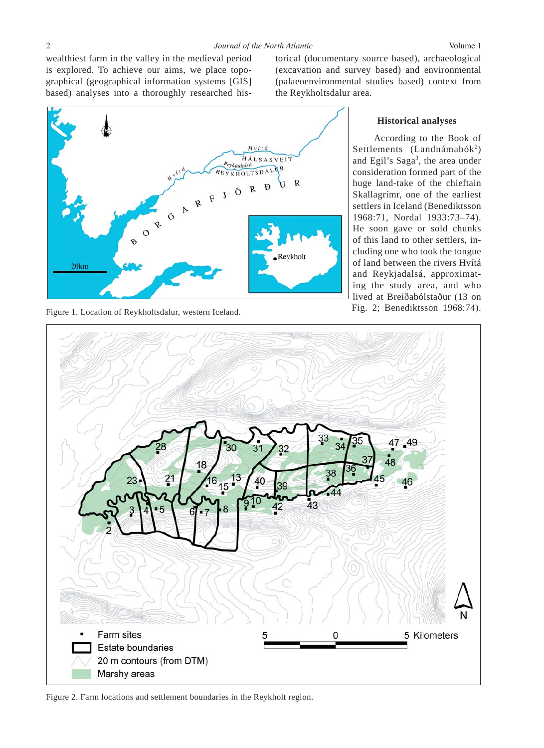wealthiest farm in the valley in the medieval period is explored. To achieve our aims, we place topographical (geographical information systems [GIS] based) analyses into a thoroughly researched historical (documentary source based), archaeological (excavation and survey based) and environmental (palaeoenvironmental studies based) context from the Reykholtsdalur area.

Figure 1. Location of Reykholtsdalur, western Iceland.

### Historical analyses

According to the Book of Settlements (Landnámabók[2]) and Egil's Saga[3], the area under consideration formed part of the huge land-take of the chieftain Skallagrímr, one of the earliest settlers in Iceland (Benediktsson 1968:71, Nordal 1933:73–74). He soon gave or sold chunks of this land to other settlers, including one who took the tongue of land between the rivers Hvítá and Reykjadalsá, approximating the study area, and who lived at Breiðabólstaður (13 on Fig. 2; Benediktsson 1968:74).

Figure 2. Farm locations and settlement boundaries in the Reykholt region.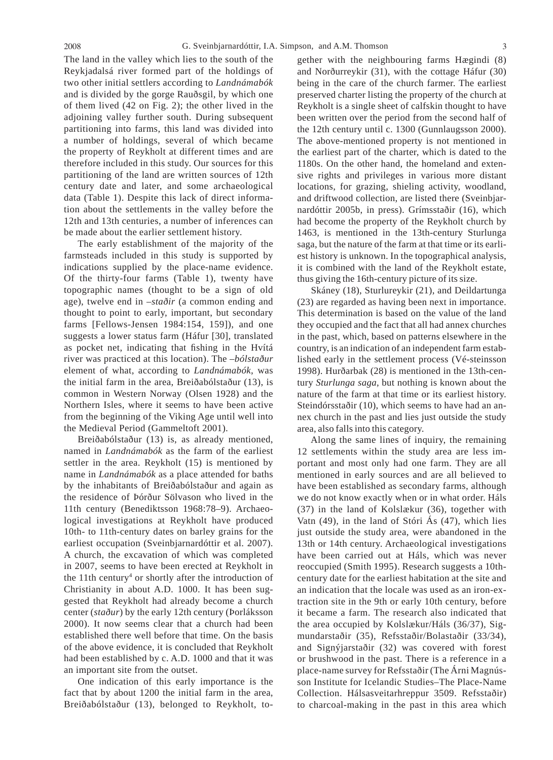The land in the valley which lies to the south of the Reykjadalsá river formed part of the holdings of two other initial settlers according to *Landnámabók* and is divided by the gorge Rauðsgil, by which one of them lived (42 on Fig. 2); the other lived in the adjoining valley further south. During subsequent partitioning into farms, this land was divided into a number of holdings, several of which became the property of Reykholt at different times and are therefore included in this study. Our sources for this partitioning of the land are written sources of 12th century date and later, and some archaeological data (Table 1). Despite this lack of direct information about the settlements in the valley before the 12th and 13th centuries, a number of inferences can be made about the earlier settlement history.

The early establishment of the majority of the farmsteads included in this study is supported by indications supplied by the place-name evidence. Of the thirty-four farms (Table 1), twenty have topographic names (thought to be a sign of old age), twelve end in *–staðir* (a common ending and thought to point to early, important, but secondary farms [Fellows-Jensen 1984:154, 159]), and one suggests a lower status farm (Háfur [30], translated as pocket net, indicating that fishing in the Hvítá river was practiced at this location). The *–bólstaður* element of what, according to *Landnámabók*, was the initial farm in the area, Breiðabólstaður (13), is common in Western Norway (Olsen 1928) and the Northern Isles, where it seems to have been active from the beginning of the Viking Age until well into the Medieval Period (Gammeltoft 2001).

Breiðabólstaður (13) is, as already mentioned, named in *Landnámabók* as the farm of the earliest settler in the area. Reykholt (15) is mentioned by name in *Landnámabók* as a place attended for baths by the inhabitants of Breiðabólstaður and again as the residence of Þórður Sölvason who lived in the 11th century (Benediktsson 1968:78–9). Archaeological investigations at Reykholt have produced 10th- to 11th-century dates on barley grains for the earliest occupation (Sveinbjarnardóttir et al. 2007). A church, the excavation of which was completed in 2007, seems to have been erected at Reykholt in the 11th century[4] or shortly after the introduction of Christianity in about A.D. 1000. It has been suggested that Reykholt had already become a church center (*staður*) by the early 12th century (Þorláksson 2000). It now seems clear that a church had been established there well before that time. On the basis of the above evidence, it is concluded that Reykholt had been established by c. A.D. 1000 and that it was an important site from the outset.

One indication of this early importance is the fact that by about 1200 the initial farm in the area, Breiðabólstaður (13), belonged to Reykholt, together with the neighbouring farms Hægindi (8) and Norðurreykir (31), with the cottage Háfur (30) being in the care of the church farmer. The earliest preserved charter listing the property of the church at Reykholt is a single sheet of calfskin thought to have been written over the period from the second half of the 12th century until c. 1300 (Gunnlaugsson 2000). The above-mentioned property is not mentioned in the earliest part of the charter, which is dated to the 1180s. On the other hand, the homeland and extensive rights and privileges in various more distant locations, for grazing, shieling activity, woodland, and driftwood collection, are listed there (Sveinbjarnardóttir 2005b, in press). Grímsstaðir (16), which had become the property of the Reykholt church by 1463, is mentioned in the 13th-century Sturlunga saga, but the nature of the farm at that time or its earliest history is unknown. In the topographical analysis, it is combined with the land of the Reykholt estate, thus giving the 16th-century picture of its size.

Skáney (18), Sturlureykir (21), and Deildartunga (23) are regarded as having been next in importance. This determination is based on the value of the land they occupied and the fact that all had annex churches in the past, which, based on patterns elsewhere in the country, is an indication of an independent farm established early in the settlement process (Vé-steinsson 1998). Hurðarbak (28) is mentioned in the 13th-century *Sturlunga saga*, but nothing is known about the nature of the farm at that time or its earliest history. Steindórsstaðir (10), which seems to have had an annex church in the past and lies just outside the study area, also falls into this category.

Along the same lines of inquiry, the remaining 12 settlements within the study area are less important and most only had one farm. They are all mentioned in early sources and are all believed to have been established as secondary farms, although we do not know exactly when or in what order. Háls (37) in the land of Kolslækur (36), together with Vatn (49), in the land of Stóri Ás (47), which lies just outside the study area, were abandoned in the 13th or 14th century. Archaeological investigations have been carried out at Háls, which was never reoccupied (Smith 1995). Research suggests a 10th-century date for the earliest habitation at the site and an indication that the locale was used as an iron-extraction site in the 9th or early 10th century, before it became a farm. The research also indicated that the area occupied by Kolslækur/Háls (36/37), Sigmundarstaðir (35), Refsstaðir/Bolastaðir (33/34), and Signýjarstaðir (32) was covered with forest or brushwood in the past. There is a reference in a place-name survey for Refsstaðir (The Árni Magnússon Institute for Icelandic Studies–The Place-Name Collection. Hálsasveitarhreppur 3509. Refsstaðir) to charcoal-making in the past in this area which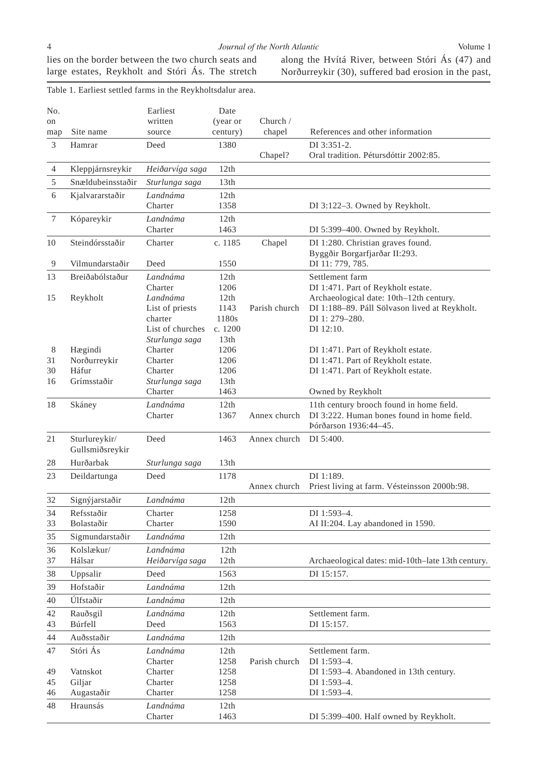lies on the border between the two church seats and large estates, Reykholt and Stóri Ás. The stretch along the Hvítá River, between Stóri Ás (47) and Norðurreykir (30), suffered bad erosion in the past,

Table 1. Earliest settled farms in the Reykholtsdalur area.

| No. on map | Site name | Earliest written source | Date (year or century) | Church / chapel | References and other information |
|---|---|---|---|---|---|
| 3 | Hamrar | Deed | 1380 | | DI 3:351-2. |
| | | | | Chapel? | Oral tradition. Pétursdóttir 2002:85. |
| 4 | Kleppjárnsreykir | *Heiðarvíga saga* | 12th | | |
| 5 | Snældubeinsstaðir | *Sturlunga saga* | 13th | | |
| 6 | Kjalvararstaðir | *Landnáma* | 12th | | |
| | | Charter | 1358 | | DI 3:122–3. Owned by Reykholt. |
| 7 | Kópareykir | *Landnáma* | 12th | | |
| | | Charter | 1463 | | DI 5:399–400. Owned by Reykholt. |
| 10 | Steindórsstaðir | Charter | c. 1185 | Chapel | DI 1:280. Christian graves found. Byggðir Borgarfjarðar II:293. |
| 9 | Vilmundarstaðir | Deed | 1550 | | DI 11: 779, 785. |
| 13 | Breiðabólstaður | *Landnáma* | 12th | | Settlement farm |
| | | Charter | 1206 | | DI 1:471. Part of Reykholt estate. |
| 15 | Reykholt | *Landnáma* | 12th | | Archaeological date: 10th–12th century. |
| | | List of priests | 1143 | Parish church | DI 1:188–89. Páll Sölvason lived at Reykholt. |
| | | charter | 1180s | | DI 1: 279–280. |
| | | List of churches | c. 1200 | | DI 12:10. |
| | | *Sturlunga saga* | 13th | | |
| 8 | Hægindi | Charter | 1206 | | DI 1:471. Part of Reykholt estate. |
| 31 | Norðurreykir | Charter | 1206 | | DI 1:471. Part of Reykholt estate. |
| 30 | Háfur | Charter | 1206 | | DI 1:471. Part of Reykholt estate. |
| 16 | Grímsstaðir | *Sturlunga saga* | 13th | | |
| | | Charter | 1463 | | Owned by Reykholt |
| 18 | Skáney | *Landnáma* | 12th | | 11th century brooch found in home field. |
| | | Charter | 1367 | Annex church | DI 3:222. Human bones found in home field. Þórðarson 1936:44–45. |
| 21 | Sturlureykir/ Gullsmiðsreykir | Deed | 1463 | Annex church | DI 5:400. |
| 28 | Hurðarbak | *Sturlunga saga* | 13th | | |
| 23 | Deildartunga | Deed | 1178 | | DI 1:189. |
| | | | | Annex church | Priest living at farm. Vésteinsson 2000b:98. |
| 32 | Signýjarstaðir | *Landnáma* | 12th | | |
| 34 | Refsstaðir | Charter | 1258 | | DI 1:593–4. |
| 33 | Bolastaðir | Charter | 1590 | | AI II:204. Lay abandoned in 1590. |
| 35 | Sigmundarstaðir | *Landnáma* | 12th | | |
| 36 | Kolslækur/ | *Landnáma* | 12th | | |
| 37 | Hálsar | *Heiðarvíga saga* | 12th | | Archaeological dates: mid-10th–late 13th century. |
| 38 | Uppsalir | Deed | 1563 | | DI 15:157. |
| 39 | Hofstaðir | *Landnáma* | 12th | | |
| 40 | Úlfstaðir | *Landnáma* | 12th | | |
| 42 | Rauðsgil | *Landnáma* | 12th | | Settlement farm. |
| 43 | Búrfell | Deed | 1563 | | DI 15:157. |
| 44 | Auðsstaðir | *Landnáma* | 12th | | |
| 47 | Stóri Ás | *Landnáma* | 12th | | Settlement farm. |
| | | Charter | 1258 | Parish church | DI 1:593–4. |
| 49 | Vatnskot | Charter | 1258 | | DI 1:593–4. Abandoned in 13th century. |
| 45 | Giljar | Charter | 1258 | | DI 1:593–4. |
| 46 | Augastaðir | Charter | 1258 | | DI 1:593–4. |
| 48 | Hraunsás | *Landnáma* | 12th | | |
| | | Charter | 1463 | | DI 5:399–400. Half owned by Reykholt. |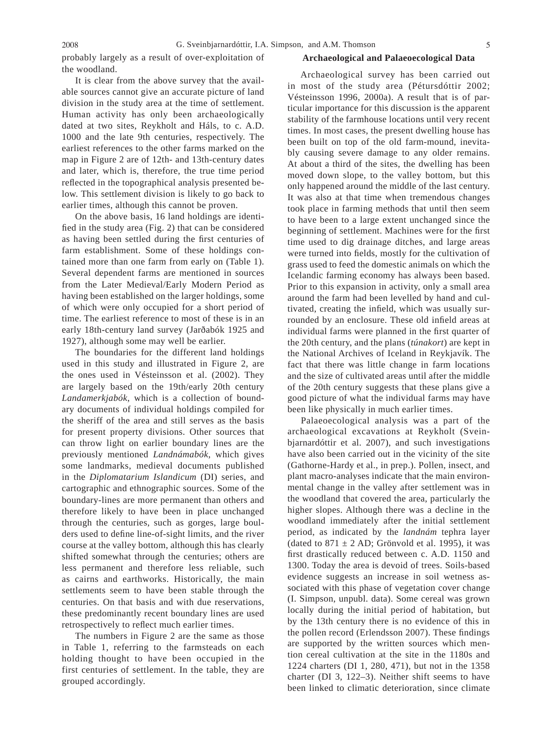probably largely as a result of over-exploitation of the woodland.

It is clear from the above survey that the available sources cannot give an accurate picture of land division in the study area at the time of settlement. Human activity has only been archaeologically dated at two sites, Reykholt and Háls, to c. A.D. 1000 and the late 9th centuries, respectively. The earliest references to the other farms marked on the map in Figure 2 are of 12th- and 13th-century dates and later, which is, therefore, the true time period reflected in the topographical analysis presented below. This settlement division is likely to go back to earlier times, although this cannot be proven.

On the above basis, 16 land holdings are identified in the study area (Fig. 2) that can be considered as having been settled during the first centuries of farm establishment. Some of these holdings contained more than one farm from early on (Table 1). Several dependent farms are mentioned in sources from the Later Medieval/Early Modern Period as having been established on the larger holdings, some of which were only occupied for a short period of time. The earliest reference to most of these is in an early 18th-century land survey (Jarðabók 1925 and 1927), although some may well be earlier.

The boundaries for the different land holdings used in this study and illustrated in Figure 2, are the ones used in Vésteinsson et al. (2002). They are largely based on the 19th/early 20th century *Landamerkjabók*, which is a collection of boundary documents of individual holdings compiled for the sheriff of the area and still serves as the basis for present property divisions. Other sources that can throw light on earlier boundary lines are the previously mentioned *Landnámabók*, which gives some landmarks, medieval documents published in the *Diplomatarium Islandicum* (DI) series, and cartographic and ethnographic sources. Some of the boundary-lines are more permanent than others and therefore likely to have been in place unchanged through the centuries, such as gorges, large boulders used to define line-of-sight limits, and the river course at the valley bottom, although this has clearly shifted somewhat through the centuries; others are less permanent and therefore less reliable, such as cairns and earthworks. Historically, the main settlements seem to have been stable through the centuries. On that basis and with due reservations, these predominantly recent boundary lines are used retrospectively to reflect much earlier times.

The numbers in Figure 2 are the same as those in Table 1, referring to the farmsteads on each holding thought to have been occupied in the first centuries of settlement. In the table, they are grouped accordingly.

## Archaeological and Palaeoecological Data

Archaeological survey has been carried out in most of the study area (Pétursdóttir 2002; Vésteinsson 1996, 2000a). A result that is of particular importance for this discussion is the apparent stability of the farmhouse locations until very recent times. In most cases, the present dwelling house has been built on top of the old farm-mound, inevitably causing severe damage to any older remains. At about a third of the sites, the dwelling has been moved down slope, to the valley bottom, but this only happened around the middle of the last century. It was also at that time when tremendous changes took place in farming methods that until then seem to have been to a large extent unchanged since the beginning of settlement. Machines were for the first time used to dig drainage ditches, and large areas were turned into fields, mostly for the cultivation of grass used to feed the domestic animals on which the Icelandic farming economy has always been based. Prior to this expansion in activity, only a small area around the farm had been levelled by hand and cultivated, creating the infield, which was usually surrounded by an enclosure. These old infield areas at individual farms were planned in the first quarter of the 20th century, and the plans (*túnakort*) are kept in the National Archives of Iceland in Reykjavík. The fact that there was little change in farm locations and the size of cultivated areas until after the middle of the 20th century suggests that these plans give a good picture of what the individual farms may have been like physically in much earlier times.

Palaeoecological analysis was a part of the archaeological excavations at Reykholt (Sveinbjarnardóttir et al. 2007), and such investigations have also been carried out in the vicinity of the site (Gathorne-Hardy et al., in prep.). Pollen, insect, and plant macro-analyses indicate that the main environmental change in the valley after settlement was in the woodland that covered the area, particularly the higher slopes. Although there was a decline in the woodland immediately after the initial settlement period, as indicated by the *landnám* tephra layer (dated to 871 ± 2 AD; Grönvold et al. 1995), it was first drastically reduced between c. A.D. 1150 and 1300. Today the area is devoid of trees. Soils-based evidence suggests an increase in soil wetness associated with this phase of vegetation cover change (I. Simpson, unpubl. data). Some cereal was grown locally during the initial period of habitation, but by the 13th century there is no evidence of this in the pollen record (Erlendsson 2007). These findings are supported by the written sources which mention cereal cultivation at the site in the 1180s and 1224 charters (DI 1, 280, 471), but not in the 1358 charter (DI 3, 122–3). Neither shift seems to have been linked to climatic deterioration, since climate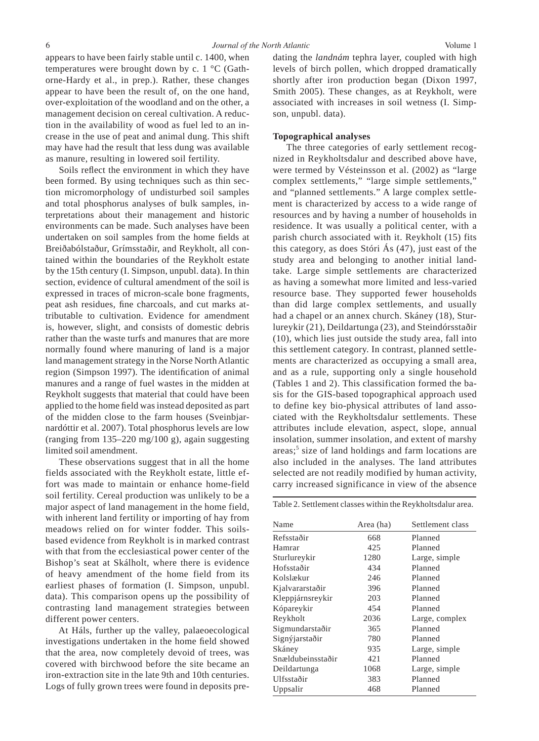appears to have been fairly stable until c. 1400, when temperatures were brought down by c. 1 °C (Gathorne-Hardy et al., in prep.). Rather, these changes appear to have been the result of, on the one hand, over-exploitation of the woodland and on the other, a management decision on cereal cultivation. A reduction in the availability of wood as fuel led to an increase in the use of peat and animal dung. This shift may have had the result that less dung was available as manure, resulting in lowered soil fertility.

Soils reflect the environment in which they have been formed. By using techniques such as thin section micromorphology of undisturbed soil samples and total phosphorus analyses of bulk samples, interpretations about their management and historic environments can be made. Such analyses have been undertaken on soil samples from the home fields at Breiðabólstaður, Grímsstaðir, and Reykholt, all contained within the boundaries of the Reykholt estate by the 15th century (I. Simpson, unpubl. data). In thin section, evidence of cultural amendment of the soil is expressed in traces of micron-scale bone fragments, peat ash residues, fine charcoals, and cut marks attributable to cultivation. Evidence for amendment is, however, slight, and consists of domestic debris rather than the waste turfs and manures that are more normally found where manuring of land is a major land management strategy in the Norse North Atlantic region (Simpson 1997). The identification of animal manures and a range of fuel wastes in the midden at Reykholt suggests that material that could have been applied to the home field was instead deposited as part of the midden close to the farm houses (Sveinbjarnardóttir et al. 2007). Total phosphorus levels are low (ranging from 135–220 mg/100 g), again suggesting limited soil amendment.

These observations suggest that in all the home fields associated with the Reykholt estate, little effort was made to maintain or enhance home-field soil fertility. Cereal production was unlikely to be a major aspect of land management in the home field, with inherent land fertility or importing of hay from meadows relied on for winter fodder. This soils-based evidence from Reykholt is in marked contrast with that from the ecclesiastical power center of the Bishop's seat at Skálholt, where there is evidence of heavy amendment of the home field from its earliest phases of formation (I. Simpson, unpubl. data). This comparison opens up the possibility of contrasting land management strategies between different power centers.

At Háls, further up the valley, palaeoecological investigations undertaken in the home field showed that the area, now completely devoid of trees, was covered with birchwood before the site became an iron-extraction site in the late 9th and 10th centuries. Logs of fully grown trees were found in deposits predating the *landnám* tephra layer, coupled with high levels of birch pollen, which dropped dramatically shortly after iron production began (Dixon 1997, Smith 2005). These changes, as at Reykholt, were associated with increases in soil wetness (I. Simpson, unpubl. data).

### Topographical analyses

The three categories of early settlement recognized in Reykholtsdalur and described above have, were termed by Vésteinsson et al. (2002) as "large complex settlements," "large simple settlements," and "planned settlements." A large complex settlement is characterized by access to a wide range of resources and by having a number of households in residence. It was usually a political center, with a parish church associated with it. Reykholt (15) fits this category, as does Stóri Ás (47), just east of the study area and belonging to another initial land-take. Large simple settlements are characterized as having a somewhat more limited and less-varied resource base. They supported fewer households than did large complex settlements, and usually had a chapel or an annex church. Skáney (18), Sturlureykir (21), Deildartunga (23), and Steindórsstaðir (10), which lies just outside the study area, fall into this settlement category. In contrast, planned settlements are characterized as occupying a small area, and as a rule, supporting only a single household (Tables 1 and 2). This classification formed the basis for the GIS-based topographical approach used to define key bio-physical attributes of land associated with the Reykholtsdalur settlements. These attributes include elevation, aspect, slope, annual insolation, summer insolation, and extent of marshy areas;[5] size of land holdings and farm locations are also included in the analyses. The land attributes selected are not readily modified by human activity, carry increased significance in view of the absence

Table 2. Settlement classes within the Reykholtsdalur area.

| Name | Area (ha) | Settlement class |
|---|---|---|
| Refsstaðir | 668 | Planned |
| Hamrar | 425 | Planned |
| Sturlureykir | 1280 | Large, simple |
| Hofsstaðir | 434 | Planned |
| Kolslækur | 246 | Planned |
| Kjalvararstaðir | 396 | Planned |
| Kleppjárnsreykir | 203 | Planned |
| Kópareykir | 454 | Planned |
| Reykholt | 2036 | Large, complex |
| Sigmundarstaðir | 365 | Planned |
| Signýjarstaðir | 780 | Planned |
| Skáney | 935 | Large, simple |
| Snældubeinsstaðir | 421 | Planned |
| Deildartunga | 1068 | Large, simple |
| Ulfsstaðir | 383 | Planned |
| Uppsalir | 468 | Planned |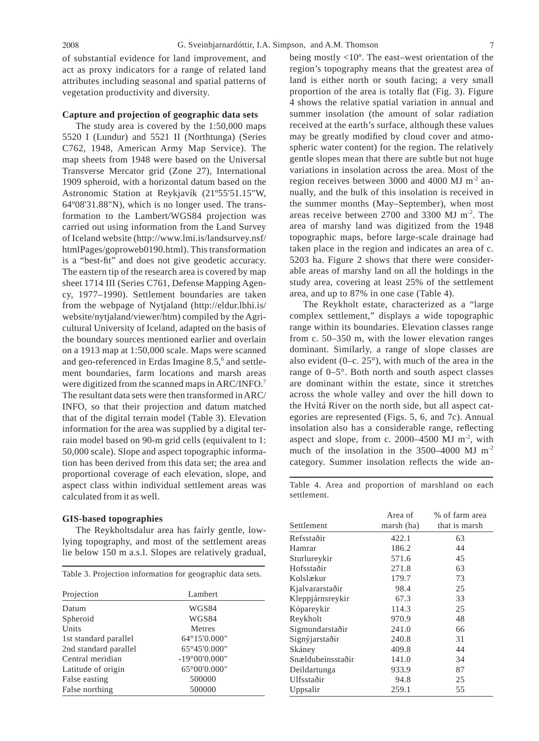of substantial evidence for land improvement, and act as proxy indicators for a range of related land attributes including seasonal and spatial patterns of vegetation productivity and diversity.

**Capture and projection of geographic data sets**

The study area is covered by the 1:50,000 maps 5520 I (Lundur) and 5521 II (Northtunga) (Series C762, 1948, American Army Map Service). The map sheets from 1948 were based on the Universal Transverse Mercator grid (Zone 27), International 1909 spheroid, with a horizontal datum based on the Astronomic Station at Reykjavík (21º55'51.15"W, 64º08'31.88"N), which is no longer used. The transformation to the Lambert/WGS84 projection was carried out using information from the Land Survey of Iceland website (http://www.lmi.is/landsurvey.nsf/htmlPages/goproweb0190.html). This transformation is a "best-fit" and does not give geodetic accuracy. The eastern tip of the research area is covered by map sheet 1714 III (Series C761, Defense Mapping Agency, 1977–1990). Settlement boundaries are taken from the webpage of Nytjaland (http://eldur.lbhi.is/website/nytjaland/viewer/htm) compiled by the Agricultural University of Iceland, adapted on the basis of the boundary sources mentioned earlier and overlain on a 1913 map at 1:50,000 scale. Maps were scanned and geo-referenced in Erdas Imagine 8.5,[6] and settlement boundaries, farm locations and marsh areas were digitized from the scanned maps in ARC/INFO.[7] The resultant data sets were then transformed in ARC/INFO, so that their projection and datum matched that of the digital terrain model (Table 3). Elevation information for the area was supplied by a digital terrain model based on 90-m grid cells (equivalent to 1:50,000 scale). Slope and aspect topographic information has been derived from this data set; the area and proportional coverage of each elevation, slope, and aspect class within individual settlement areas was calculated from it as well.

**GIS-based topographies**

The Reykholtsdalur area has fairly gentle, low-lying topography, and most of the settlement areas lie below 150 m a.s.l. Slopes are relatively gradual, being mostly <10º. The east–west orientation of the region's topography means that the greatest area of land is either north or south facing; a very small proportion of the area is totally flat (Fig. 3). Figure 4 shows the relative spatial variation in annual and summer insolation (the amount of solar radiation received at the earth's surface, although these values may be greatly modified by cloud cover and atmospheric water content) for the region. The relatively gentle slopes mean that there are subtle but not huge variations in insolation across the area. Most of the region receives between 3000 and 4000 MJ m$^{-2}$ annually, and the bulk of this insolation is received in the summer months (May–September), when most areas receive between 2700 and 3300 MJ m$^{-2}$. The area of marshy land was digitized from the 1948 topographic maps, before large-scale drainage had taken place in the region and indicates an area of c. 5203 ha. Figure 2 shows that there were considerable areas of marshy land on all the holdings in the study area, covering at least 25% of the settlement area, and up to 87% in one case (Table 4).

The Reykholt estate, characterized as a "large complex settlement," displays a wide topographic range within its boundaries. Elevation classes range from c. 50–350 m, with the lower elevation ranges dominant. Similarly, a range of slope classes are also evident (0–c. 25°), with much of the area in the range of 0–5°. Both north and south aspect classes are dominant within the estate, since it stretches across the whole valley and over the hill down to the Hvítá River on the north side, but all aspect categories are represented (Figs. 5, 6, and 7c). Annual insolation also has a considerable range, reflecting aspect and slope, from c. 2000–4500 MJ m$^{-2}$, with much of the insolation in the 3500–4000 MJ m$^{-2}$ category. Summer insolation reflects the wide an-

Table 3. Projection information for geographic data sets.

| Projection | Lambert |
|---|---|
| Datum | WGS84 |
| Spheroid | WGS84 |
| Units | Metres |
| 1st standard parallel | 64°15'0.000" |
| 2nd standard parallel | 65°45'0.000" |
| Central meridian | -19°00'0.000" |
| Latitude of origin | 65°00'0.000" |
| False easting | 500000 |
| False northing | 500000 |

Table 4. Area and proportion of marshland on each settlement.

| Settlement | Area of marsh (ha) | % of farm area that is marsh |
|---|---|---|
| Refsstaðir | 422.1 | 63 |
| Hamrar | 186.2 | 44 |
| Sturlureykir | 571.6 | 45 |
| Hofsstaðir | 271.8 | 63 |
| Kolslækur | 179.7 | 73 |
| Kjalvararstaðir | 98.4 | 25 |
| Kleppjárnsreykir | 67.3 | 33 |
| Kópareykir | 114.3 | 25 |
| Reykholt | 970.9 | 48 |
| Sigmundarstaðir | 241.0 | 66 |
| Signýjarstaðir | 240.8 | 31 |
| Skáney | 409.8 | 44 |
| Snældubeinsstaðir | 141.0 | 34 |
| Deildartunga | 933.9 | 87 |
| Ulfsstaðir | 94.8 | 25 |
| Uppsalir | 259.1 | 55 |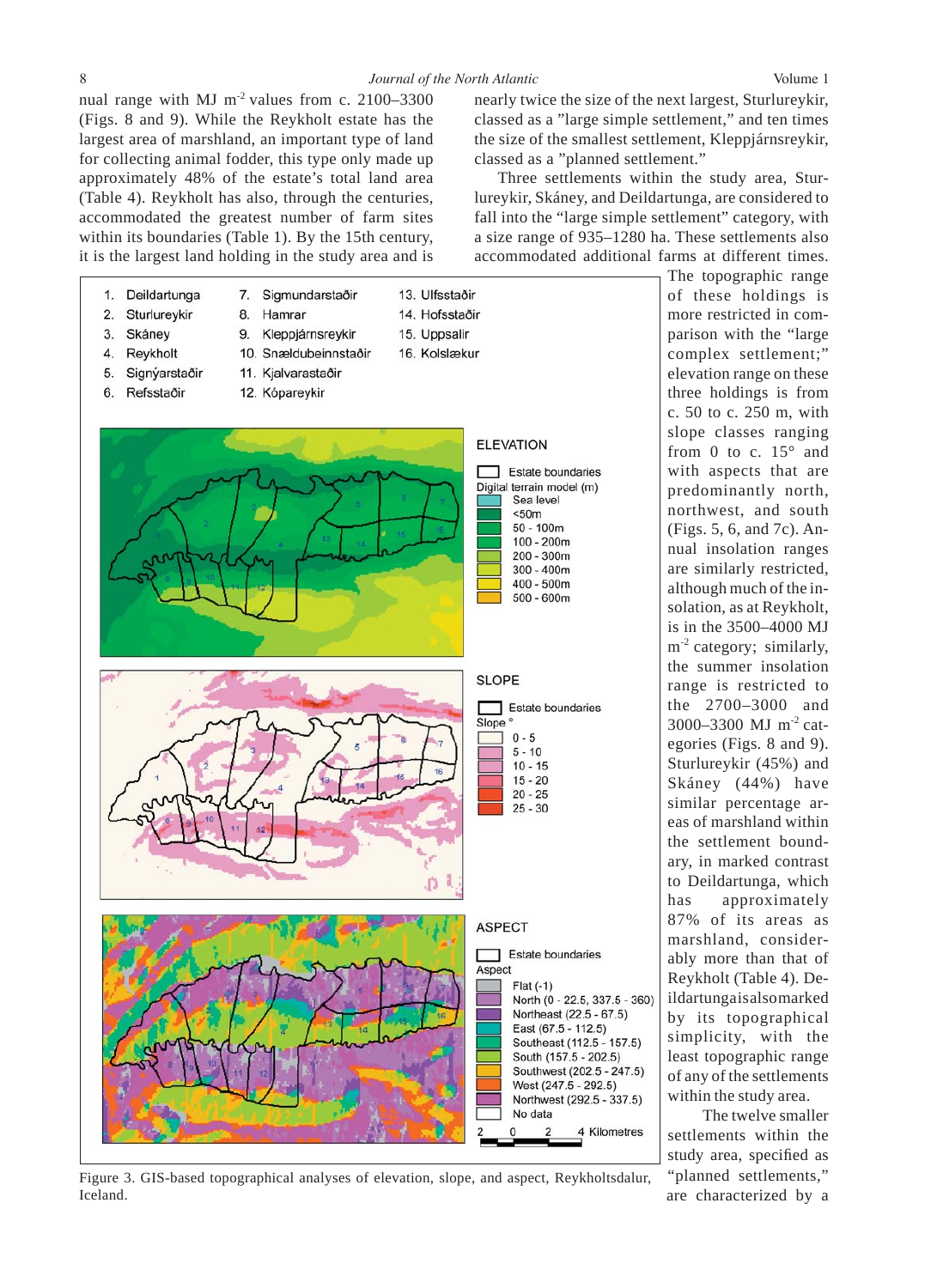nual range with MJ m$^{-2}$ values from c. 2100–3300 (Figs. 8 and 9). While the Reykholt estate has the largest area of marshland, an important type of land for collecting animal fodder, this type only made up approximately 48% of the estate's total land area (Table 4). Reykholt has also, through the centuries, accommodated the greatest number of farm sites within its boundaries (Table 1). By the 15th century, it is the largest land holding in the study area and is nearly twice the size of the next largest, Sturlureykir, classed as a "large simple settlement," and ten times the size of the smallest settlement, Kleppjárnsreykir, classed as a "planned settlement."

Three settlements within the study area, Sturlureykir, Skáney, and Deildartunga, are considered to fall into the "large simple settlement" category, with a size range of 935–1280 ha. These settlements also accommodated additional farms at different times. The topographic range of these holdings is more restricted in comparison with the "large complex settlement;" elevation range on these three holdings is from c. 50 to c. 250 m, with slope classes ranging from 0 to c. 15° and with aspects that are predominantly north, northwest, and south (Figs. 5, 6, and 7c). Annual insolation ranges are similarly restricted, although much of the insolation, as at Reykholt, is in the 3500–4000 MJ m$^{-2}$ category; similarly, the summer insolation range is restricted to the 2700–3000 and 3000–3300 MJ m$^{-2}$ categories (Figs. 8 and 9). Sturlureykir (45%) and Skáney (44%) have similar percentage areas of marshland within the settlement boundary, in marked contrast to Deildartunga, which has approximately 87% of its areas as marshland, considerably more than that of Reykholt (Table 4). Deildartunga is also marked by its topographical simplicity, with the least topographic range of any of the settlements within the study area.

The twelve smaller settlements within the study area, specified as "planned settlements," are characterized by a

1. Deildartunga
2. Sturlureykir
3. Skáney
4. Reykholt
5. Signýarstaðir
6. Refsstaðir
7. Sigmundarstaðir
8. Hamrar
9. Kleppjárnsreykir
10. Snældubeinnstaðir
11. Kjalvarastaðir
12. Kópareykir
13. Ulfsstaðir
14. Hofsstaðir
15. Uppsalir
16. Kolslækur

ELEVATION
Estate boundaries
Digital terrain model (m)
Sea level
<50m
50 - 100m
100 - 200m
200 - 300m
300 - 400m
400 - 500m
500 - 600m

SLOPE
Estate boundaries
Slope °
0 - 5
5 - 10
10 - 15
15 - 20
20 - 25
25 - 30

ASPECT
Estate boundaries
Aspect
Flat (-1)
North (0 - 22.5, 337.5 - 360)
Northeast (22.5 - 67.5)
East (67.5 - 112.5)
Southeast (112.5 - 157.5)
South (157.5 - 202.5)
Southwest (202.5 - 247.5)
West (247.5 - 292.5)
Northwest (292.5 - 337.5)
No data

2 0 2 4 Kilometres

Figure 3. GIS-based topographical analyses of elevation, slope, and aspect, Reykholtsdalur, Iceland.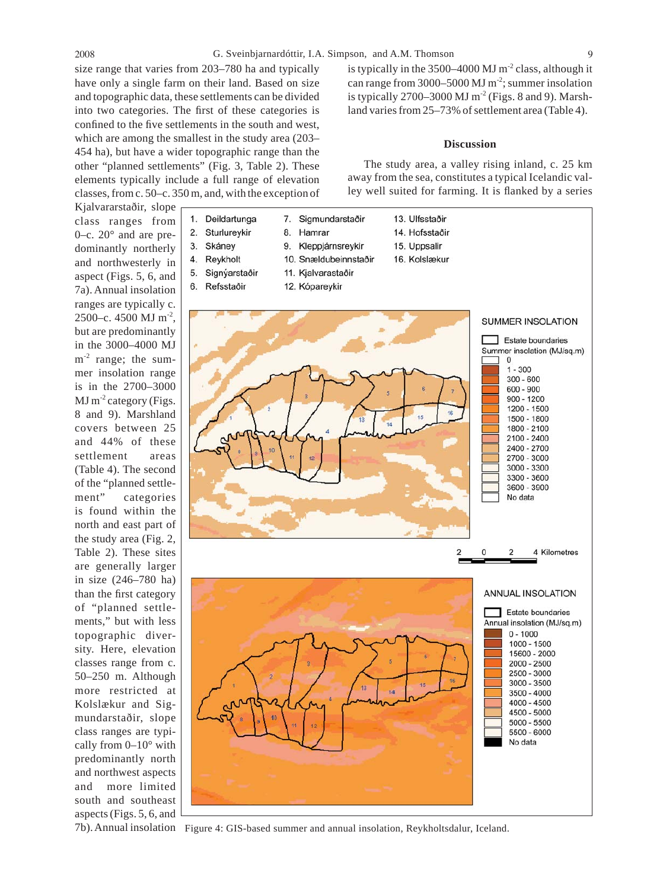size range that varies from 203–780 ha and typically have only a single farm on their land. Based on size and topographic data, these settlements can be divided into two categories. The first of these categories is confined to the five settlements in the south and west, which are among the smallest in the study area (203–454 ha), but have a wider topographic range than the other "planned settlements" (Fig. 3, Table 2). These elements typically include a full range of elevation classes, from c. 50–c. 350 m, and, with the exception of Kjalvararstaðir, slope class ranges from 0–c. 20° and are predominantly northerly and northwesterly in aspect (Figs. 5, 6, and 7a). Annual insolation ranges are typically c. 2500–c. 4500 MJ m$^{-2}$, but are predominantly in the 3000–4000 MJ m$^{-2}$ range; the summer insolation range is in the 2700–3000 MJ m$^{-2}$ category (Figs. 8 and 9). Marshland covers between 25 and 44% of these settlement areas (Table 4). The second of the "planned settlement" categories is found within the north and east part of the study area (Fig. 2, Table 2). These sites are generally larger in size (246–780 ha) than the first category of "planned settlements," but with less topographic diversity. Here, elevation classes range from c. 50–250 m. Although more restricted at Kolslækur and Sigmundarstaðir, slope class ranges are typically from 0–10° with predominantly north and northwest aspects and more limited south and southeast aspects (Figs. 5, 6, and 7b). Annual insolation is typically in the 3500–4000 MJ m$^{-2}$ class, although it can range from 3000–5000 MJ m$^{-2}$; summer insolation is typically 2700–3000 MJ m$^{-2}$ (Figs. 8 and 9). Marshland varies from 25–73% of settlement area (Table 4).

## Discussion

The study area, a valley rising inland, c. 25 km away from the sea, constitutes a typical Icelandic valley well suited for farming. It is flanked by a series

1. Deildartunga
2. Sturlureykir
3. Skáney
4. Reykholt
5. Signýarstaðir
6. Refsstaðir
7. Sigmundarstaðir
8. Hamrar
9. Kleppjárnsreykir
10. Snældubeinnstaðir
11. Kjalvarastaðir
12. Kópareykir
13. Ulfsstaðir
14. Hofsstaðir
15. Uppsalir
16. Kolslækur

SUMMER INSOLATION
Estate boundaries
Summer insolation (MJ/sq.m)
0
1 - 300
300 - 600
600 - 900
900 - 1200
1200 - 1500
1500 - 1800
1800 - 2100
2100 - 2400
2400 - 2700
2700 - 3000
3000 - 3300
3300 - 3600
3600 - 3900
No data

2 0 2 4 Kilometres

ANNUAL INSOLATION
Estate boundaries
Annual insolation (MJ/sq.m)
0 - 1000
1000 - 1500
15600 - 2000
2000 - 2500
2500 - 3000
3000 - 3500
3500 - 4000
4000 - 4500
4500 - 5000
5000 - 5500
5500 - 6000
No data

Figure 4: GIS-based summer and annual insolation, Reykholtsdalur, Iceland.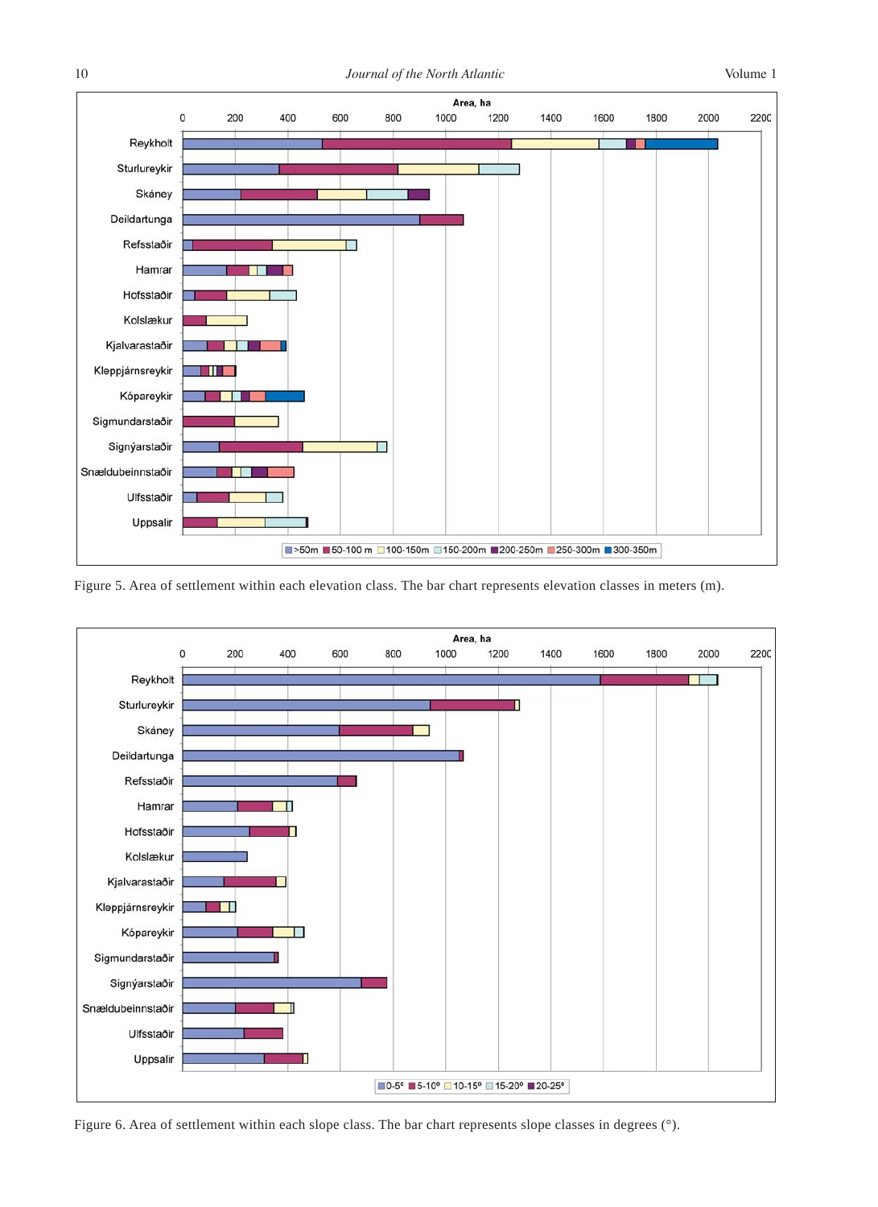Area, ha

0 200 400 600 800 1000 1200 1400 1600 1800 2000 2200

Reykholt
Sturlureykir
Skáney
Deildartunga
Refsstaðir
Hamrar
Hofsstaðir
Kolslækur
Kjalvarastaðir
Kleppjárnsreykir
Kópareykir
Sigmundarstaðir
Signýjarstaðir
Snældubeinnstaðir
Ulfsstaðir
Uppsalir

>50m 50-100 m 100-150m 150-200m 200-250m 250-300m 300-350m

Figure 5. Area of settlement within each elevation class. The bar chart represents elevation classes in meters (m).

Area, ha

0 200 400 600 800 1000 1200 1400 1600 1800 2000 2200

Reykholt
Sturlureykir
Skáney
Deildartunga
Refsstaðir
Hamrar
Hofsstaðir
Kolslækur
Kjalvarastaðir
Kleppjárnsreykir
Kópareykir
Sigmundarstaðir
Signýjarstaðir
Snældubeinnstaðir
Ulfsstaðir
Uppsalir

0-5° 5-10° 10-15° 15-20° 20-25°

Figure 6. Area of settlement within each slope class. The bar chart represents slope classes in degrees (°).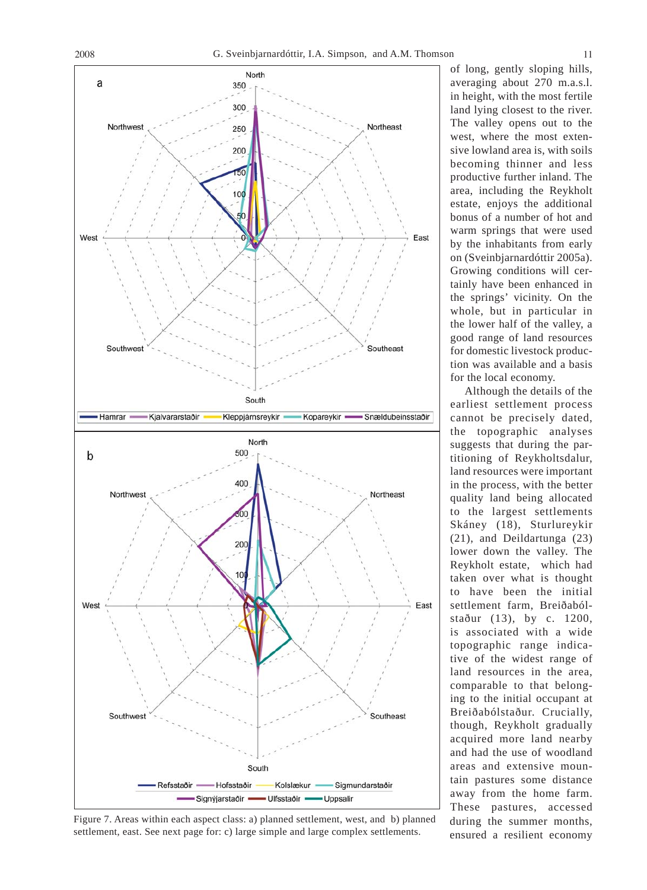a

North

350

300

250

200

150

100

50

0

Northwest

Northeast

West

East

Southwest

Southeast

South

Hamrar, Kjalvararstaðir, Kleppjárnsreykir, Kopareykir, Snældubeinsstaðir

b

North

500

400

300

200

100

0

Northwest

Northeast

West

East

Southwest

Southeast

South

Refsstaðir, Hofsstaðir, Kolslækur, Sigmundarstaðir, Signýjarstaðir, Ulfsstaðir, Uppsalir

Figure 7. Areas within each aspect class: a) planned settlement, west, and b) planned settlement, east. See next page for: c) large simple and large complex settlements.

of long, gently sloping hills, averaging about 270 m.a.s.l. in height, with the most fertile land lying closest to the river. The valley opens out to the west, where the most extensive lowland area is, with soils becoming thinner and less productive further inland. The area, including the Reykholt estate, enjoys the additional bonus of a number of hot and warm springs that were used by the inhabitants from early on (Sveinbjarnardóttir 2005a). Growing conditions will certainly have been enhanced in the springs' vicinity. On the whole, but in particular in the lower half of the valley, a good range of land resources for domestic livestock production was available and a basis for the local economy.

Although the details of the earliest settlement process cannot be precisely dated, the topographic analyses suggests that during the partitioning of Reykholtsdalur, land resources were important in the process, with the better quality land being allocated to the largest settlements Skáney (18), Sturlureykir (21), and Deildartunga (23) lower down the valley. The Reykholt estate, which had taken over what is thought to have been the initial settlement farm, Breiðabólstaður (13), by c. 1200, is associated with a wide topographic range indicative of the widest range of land resources in the area, comparable to that belonging to the initial occupant at Breiðabólstaður. Crucially, though, Reykholt gradually acquired more land nearby and had the use of woodland areas and extensive mountain pastures some distance away from the home farm. These pastures, accessed during the summer months, ensured a resilient economy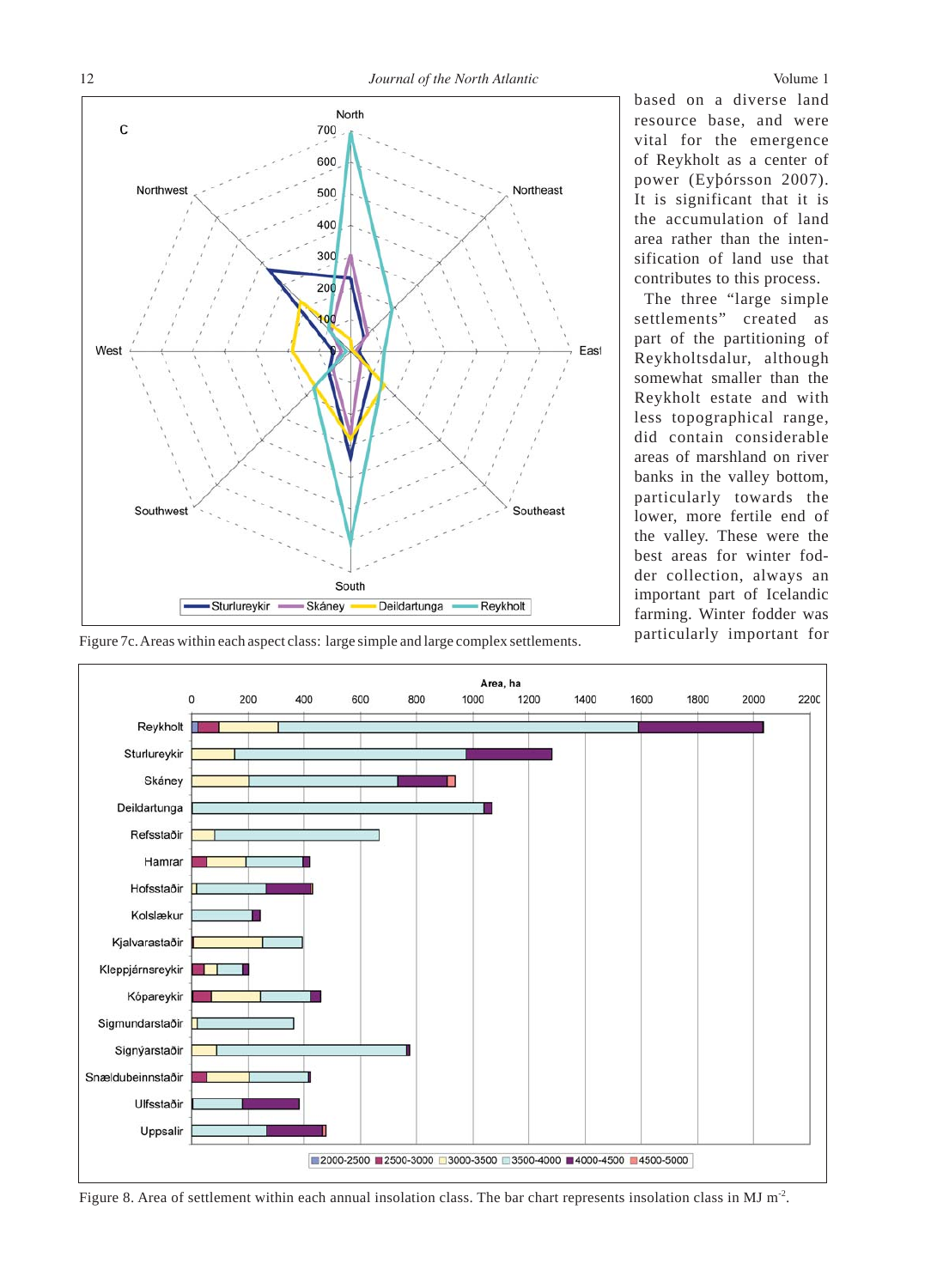C

North

700

600

500

400

300

200

100

Northwest

Northeast

West

East

Southwest

Southeast

South

Sturlureykir   Skáney   Deildartunga   Reykholt

Figure 7c. Areas within each aspect class: large simple and large complex settlements.

based on a diverse land resource base, and were vital for the emergence of Reykholt as a center of power (Eyþórsson 2007). It is significant that it is the accumulation of land area rather than the intensification of land use that contributes to this process.

The three "large simple settlements" created as part of the partitioning of Reykholtsdalur, although somewhat smaller than the Reykholt estate and with less topographical range, did contain considerable areas of marshland on river banks in the valley bottom, particularly towards the lower, more fertile end of the valley. These were the best areas for winter fodder collection, always an important part of Icelandic farming. Winter fodder was particularly important for

Area, ha

0 200 400 600 800 1000 1200 1400 1600 1800 2000 2200

Reykholt

Sturlureykir

Skáney

Deildartunga

Refsstaðir

Hamrar

Hofsstaðir

Kolslækur

Kjalvarastaðir

Kleppjárnsreykir

Kópareykir

Sigmundarstaðir

Signýarstaðir

Snældubeinnstaðir

Ulfsstaðir

Uppsalir

2000-2500   2500-3000   3000-3500   3500-4000   4000-4500   4500-5000

Figure 8. Area of settlement within each annual insolation class. The bar chart represents insolation class in MJ m$^{-2}$.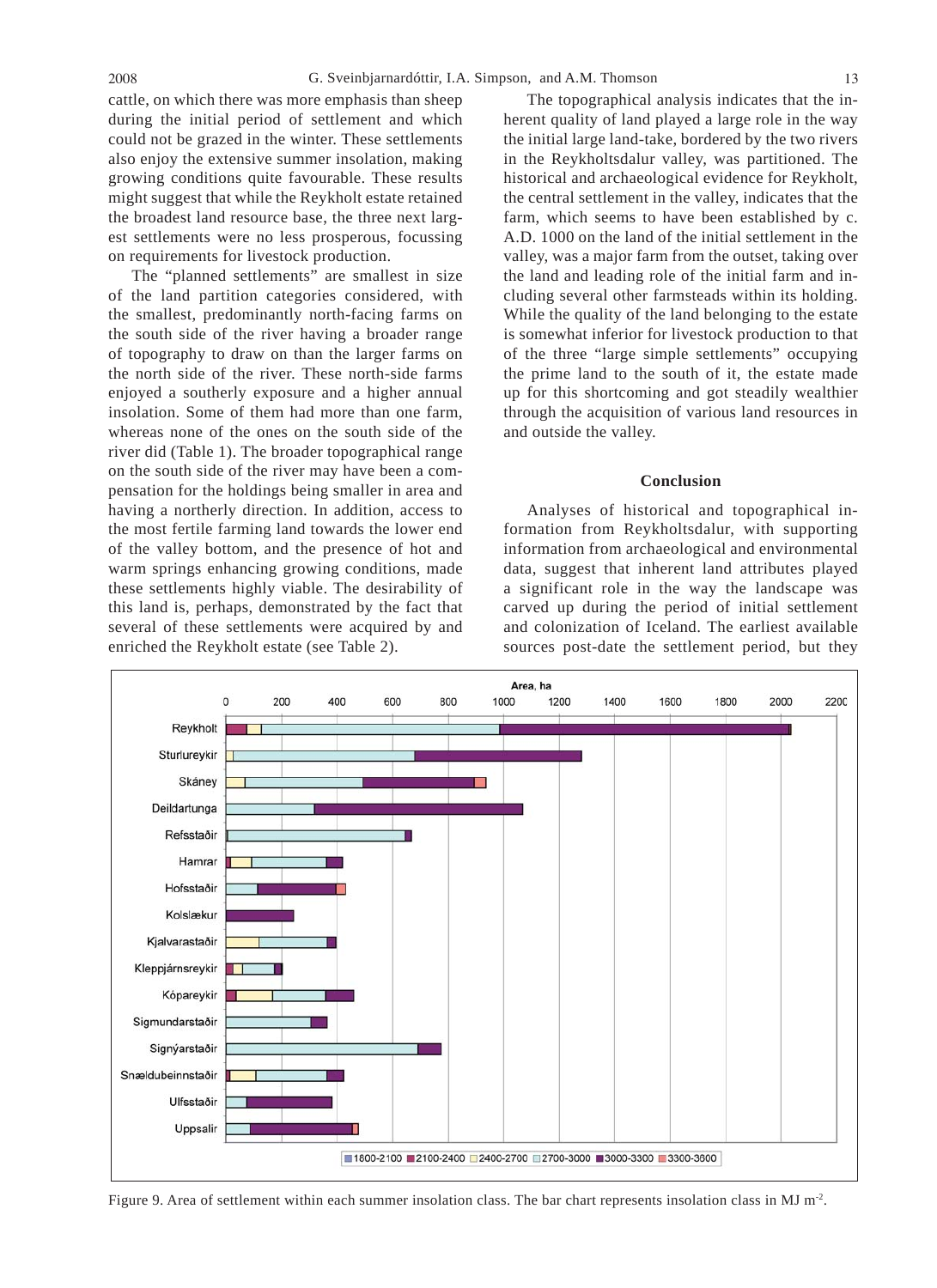cattle, on which there was more emphasis than sheep during the initial period of settlement and which could not be grazed in the winter. These settlements also enjoy the extensive summer insolation, making growing conditions quite favourable. These results might suggest that while the Reykholt estate retained the broadest land resource base, the three next largest settlements were no less prosperous, focussing on requirements for livestock production.

The "planned settlements" are smallest in size of the land partition categories considered, with the smallest, predominantly north-facing farms on the south side of the river having a broader range of topography to draw on than the larger farms on the north side of the river. These north-side farms enjoyed a southerly exposure and a higher annual insolation. Some of them had more than one farm, whereas none of the ones on the south side of the river did (Table 1). The broader topographical range on the south side of the river may have been a compensation for the holdings being smaller in area and having a northerly direction. In addition, access to the most fertile farming land towards the lower end of the valley bottom, and the presence of hot and warm springs enhancing growing conditions, made these settlements highly viable. The desirability of this land is, perhaps, demonstrated by the fact that several of these settlements were acquired by and enriched the Reykholt estate (see Table 2).

The topographical analysis indicates that the inherent quality of land played a large role in the way the initial large land-take, bordered by the two rivers in the Reykholtsdalur valley, was partitioned. The historical and archaeological evidence for Reykholt, the central settlement in the valley, indicates that the farm, which seems to have been established by c. A.D. 1000 on the land of the initial settlement in the valley, was a major farm from the outset, taking over the land and leading role of the initial farm and including several other farmsteads within its holding. While the quality of the land belonging to the estate is somewhat inferior for livestock production to that of the three "large simple settlements" occupying the prime land to the south of it, the estate made up for this shortcoming and got steadily wealthier through the acquisition of various land resources in and outside the valley.

## Conclusion

Analyses of historical and topographical information from Reykholtsdalur, with supporting information from archaeological and environmental data, suggest that inherent land attributes played a significant role in the way the landscape was carved up during the period of initial settlement and colonization of Iceland. The earliest available sources post-date the settlement period, but they

Area, ha

0 200 400 600 800 1000 1200 1400 1600 1800 2000 2200

Reykholt
Sturlureykir
Skáney
Deildartunga
Refsstaðir
Hamrar
Hofsstaðir
Kolslækur
Kjalvarastaðir
Kleppjárnsreykir
Kópareykir
Sigmundarstaðir
Signýarstaðir
Snældubeinnstaðir
Ulfsstaðir
Uppsalir

1800-2100 2100-2400 2400-2700 2700-3000 3000-3300 3300-3600

Figure 9. Area of settlement within each summer insolation class. The bar chart represents insolation class in MJ $m^{-2}$.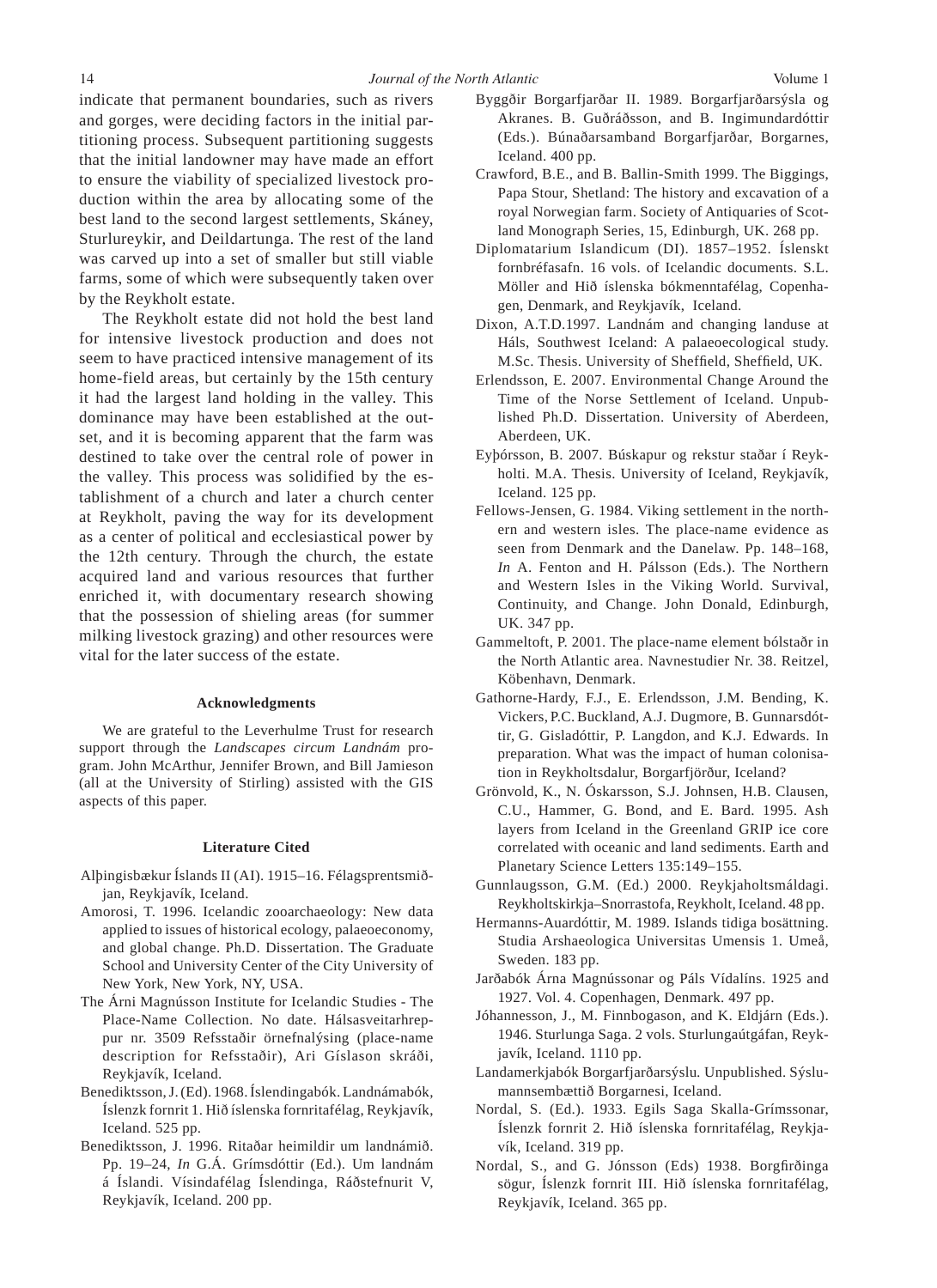indicate that permanent boundaries, such as rivers and gorges, were deciding factors in the initial partitioning process. Subsequent partitioning suggests that the initial landowner may have made an effort to ensure the viability of specialized livestock production within the area by allocating some of the best land to the second largest settlements, Skáney, Sturlureykir, and Deildartunga. The rest of the land was carved up into a set of smaller but still viable farms, some of which were subsequently taken over by the Reykholt estate.

The Reykholt estate did not hold the best land for intensive livestock production and does not seem to have practiced intensive management of its home-field areas, but certainly by the 15th century it had the largest land holding in the valley. This dominance may have been established at the outset, and it is becoming apparent that the farm was destined to take over the central role of power in the valley. This process was solidified by the establishment of a church and later a church center at Reykholt, paving the way for its development as a center of political and ecclesiastical power by the 12th century. Through the church, the estate acquired land and various resources that further enriched it, with documentary research showing that the possession of shieling areas (for summer milking livestock grazing) and other resources were vital for the later success of the estate.

### Acknowledgments

We are grateful to the Leverhulme Trust for research support through the *Landscapes circum Landnám* program. John McArthur, Jennifer Brown, and Bill Jamieson (all at the University of Stirling) assisted with the GIS aspects of this paper.

### Literature Cited

Alþingisbækur Íslands II (AI). 1915–16. Félagsprentsmiðjan, Reykjavík, Iceland.

Amorosi, T. 1996. Icelandic zooarchaeology: New data applied to issues of historical ecology, palaeoeconomy, and global change. Ph.D. Dissertation. The Graduate School and University Center of the City University of New York, New York, NY, USA.

The Árni Magnússon Institute for Icelandic Studies - The Place-Name Collection. No date. Hálsasveitarhreppur nr. 3509 Refsstaðir örnefnalýsing (place-name description for Refsstaðir), Ari Gíslason skráði, Reykjavík, Iceland.

Benediktsson, J. (Ed). 1968. Íslendingabók. Landnámabók, Íslenzk fornrit 1. Hið íslenska fornritafélag, Reykjavík, Iceland. 525 pp.

Benediktsson, J. 1996. Ritaðar heimildir um landnámið. Pp. 19–24, *In* G.Á. Grímsdóttir (Ed.). Um landnám á Íslandi. Vísindafélag Íslendinga, Ráðstefnurit V, Reykjavík, Iceland. 200 pp.

Byggðir Borgarfjarðar II. 1989. Borgarfjarðarsýsla og Akranes. B. Guðráðsson, and B. Ingimundardóttir (Eds.). Búnaðarsamband Borgarfjarðar, Borgarnes, Iceland. 400 pp.

Crawford, B.E., and B. Ballin-Smith 1999. The Biggings, Papa Stour, Shetland: The history and excavation of a royal Norwegian farm. Society of Antiquaries of Scotland Monograph Series, 15, Edinburgh, UK. 268 pp.

Diplomatarium Islandicum (DI). 1857–1952. Íslenskt fornbréfasafn. 16 vols. of Icelandic documents. S.L. Möller and Hið íslenska bókmenntafélag, Copenhagen, Denmark, and Reykjavík, Iceland.

Dixon, A.T.D.1997. Landnám and changing landuse at Háls, Southwest Iceland: A palaeoecological study. M.Sc. Thesis. University of Sheffield, Sheffield, UK.

Erlendsson, E. 2007. Environmental Change Around the Time of the Norse Settlement of Iceland. Unpublished Ph.D. Dissertation. University of Aberdeen, Aberdeen, UK.

Eyþórsson, B. 2007. Búskapur og rekstur staðar í Reykholti. M.A. Thesis. University of Iceland, Reykjavík, Iceland. 125 pp.

Fellows-Jensen, G. 1984. Viking settlement in the northern and western isles. The place-name evidence as seen from Denmark and the Danelaw. Pp. 148–168, *In* A. Fenton and H. Pálsson (Eds.). The Northern and Western Isles in the Viking World. Survival, Continuity, and Change. John Donald, Edinburgh, UK. 347 pp.

Gammeltoft, P. 2001. The place-name element bólstaðr in the North Atlantic area. Navnestudier Nr. 38. Reitzel, København, Denmark.

Gathorne-Hardy, F.J., E. Erlendsson, J.M. Bending, K. Vickers, P.C. Buckland, A.J. Dugmore, B. Gunnarsdóttir, G. Gisladóttir, P. Langdon, and K.J. Edwards. In preparation. What was the impact of human colonisation in Reykholtsdalur, Borgarfjörður, Iceland?

Grönvold, K., N. Óskarsson, S.J. Johnsen, H.B. Clausen, C.U., Hammer, G. Bond, and E. Bard. 1995. Ash layers from Iceland in the Greenland GRIP ice core correlated with oceanic and land sediments. Earth and Planetary Science Letters 135:149–155.

Gunnlaugsson, G.M. (Ed.) 2000. Reykjaholtsmáldagi. Reykholtskirkja–Snorrastofa, Reykholt, Iceland. 48 pp.

Hermanns-Auardóttir, M. 1989. Islands tidiga bosättning. Studia Arshaeologica Universitas Umensis 1. Umeå, Sweden. 183 pp.

Jarðabók Árna Magnússonar og Páls Vídalíns. 1925 and 1927. Vol. 4. Copenhagen, Denmark. 497 pp.

Jóhannesson, J., M. Finnbogason, and K. Eldjárn (Eds.). 1946. Sturlunga Saga. 2 vols. Sturlungaútgáfan, Reykjavík, Iceland. 1110 pp.

Landamerkjabók Borgarfjarðarsýslu. Unpublished. Sýslumannsembættið Borgarnesi, Iceland.

Nordal, S. (Ed.). 1933. Egils Saga Skalla-Grímssonar, Íslenzk fornrit 2. Hið íslenska fornritafélag, Reykjavík, Iceland. 319 pp.

Nordal, S., and G. Jónsson (Eds) 1938. Borgfirðinga sögur, Íslenzk fornrit III. Hið íslenska fornritafélag, Reykjavík, Iceland. 365 pp.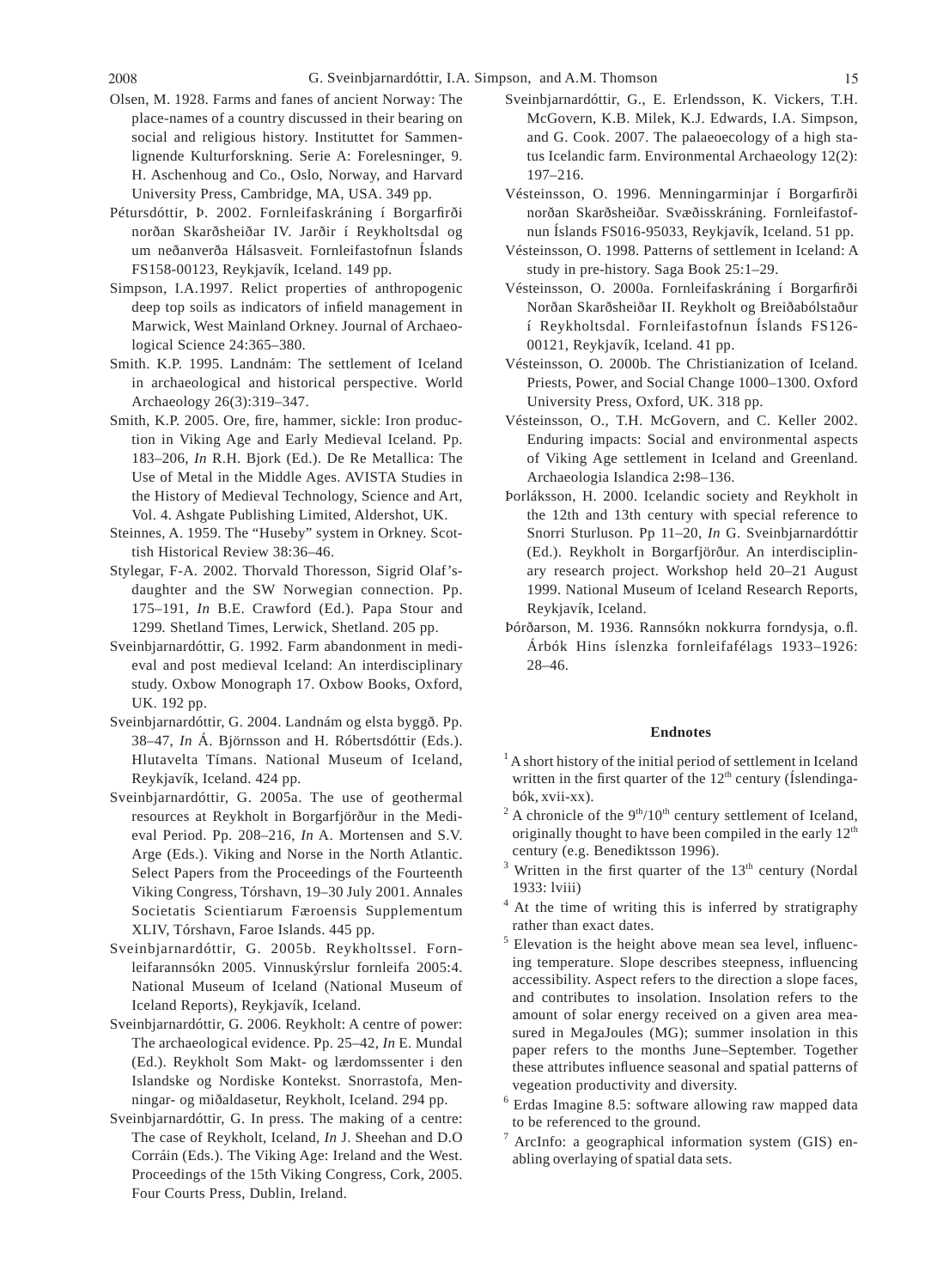Olsen, M. 1928. Farms and fanes of ancient Norway: The place-names of a country discussed in their bearing on social and religious history. Instituttet for Sammenlignende Kulturforskning. Serie A: Forelesninger, 9. H. Aschenhoug and Co., Oslo, Norway, and Harvard University Press, Cambridge, MA, USA. 349 pp.

Pétursdóttir, Þ. 2002. Fornleifaskráning í Borgarfirði norðan Skarðsheiðar IV. Jarðir í Reykholtsdal og um neðanverða Hálsasveit. Fornleifastofnun Íslands FS158-00123, Reykjavík, Iceland. 149 pp.

Simpson, I.A.1997. Relict properties of anthropogenic deep top soils as indicators of infield management in Marwick, West Mainland Orkney. Journal of Archaeological Science 24:365–380.

Smith. K.P. 1995. Landnám: The settlement of Iceland in archaeological and historical perspective. World Archaeology 26(3):319–347.

Smith, K.P. 2005. Ore, fire, hammer, sickle: Iron production in Viking Age and Early Medieval Iceland. Pp. 183–206, *In* R.H. Bjork (Ed.). De Re Metallica: The Use of Metal in the Middle Ages. AVISTA Studies in the History of Medieval Technology, Science and Art, Vol. 4. Ashgate Publishing Limited, Aldershot, UK.

Steinnes, A. 1959. The "Huseby" system in Orkney. Scottish Historical Review 38:36–46.

Stylegar, F-A. 2002. Thorvald Thoresson, Sigrid Olaf'sdaughter and the SW Norwegian connection. Pp. 175–191, *In* B.E. Crawford (Ed.). Papa Stour and 1299. Shetland Times, Lerwick, Shetland. 205 pp.

Sveinbjarnardóttir, G. 1992. Farm abandonment in medieval and post medieval Iceland: An interdisciplinary study. Oxbow Monograph 17. Oxbow Books, Oxford, UK. 192 pp.

Sveinbjarnardóttir, G. 2004. Landnám og elsta byggð. Pp. 38–47, *In* Á. Björnsson and H. Róbertsdóttir (Eds.). Hlutavelta Tímans. National Museum of Iceland, Reykjavík, Iceland. 424 pp.

Sveinbjarnardóttir, G. 2005a. The use of geothermal resources at Reykholt in Borgarfjörður in the Medieval Period. Pp. 208–216, *In* A. Mortensen and S.V. Arge (Eds.). Viking and Norse in the North Atlantic. Select Papers from the Proceedings of the Fourteenth Viking Congress, Tórshavn, 19–30 July 2001. Annales Societatis Scientiarum Færoensis Supplementum XLIV, Tórshavn, Faroe Islands. 445 pp.

Sveinbjarnardóttir, G. 2005b. Reykholtssel. Fornleifarannsókn 2005. Vinnuskýrslur fornleifa 2005:4. National Museum of Iceland (National Museum of Iceland Reports), Reykjavík, Iceland.

Sveinbjarnardóttir, G. 2006. Reykholt: A centre of power: The archaeological evidence. Pp. 25–42, *In* E. Mundal (Ed.). Reykholt Som Makt- og lærdomssenter i den Islandske og Nordiske Kontekst. Snorrastofa, Menningar- og miðaldasetur, Reykholt, Iceland. 294 pp.

Sveinbjarnardóttir, G. In press. The making of a centre: The case of Reykholt, Iceland, *In* J. Sheehan and D.O Corráin (Eds.). The Viking Age: Ireland and the West. Proceedings of the 15th Viking Congress, Cork, 2005. Four Courts Press, Dublin, Ireland.

Sveinbjarnardóttir, G., E. Erlendsson, K. Vickers, T.H. McGovern, K.B. Milek, K.J. Edwards, I.A. Simpson, and G. Cook. 2007. The palaeoecology of a high status Icelandic farm. Environmental Archaeology 12(2): 197–216.

Vésteinsson, O. 1996. Menningarminjar í Borgarfirði norðan Skarðsheiðar. Svæðisskráning. Fornleifastofnun Íslands FS016-95033, Reykjavík, Iceland. 51 pp.

Vésteinsson, O. 1998. Patterns of settlement in Iceland: A study in pre-history. Saga Book 25:1–29.

Vésteinsson, O. 2000a. Fornleifaskráning í Borgarfirði Norðan Skarðsheiðar II. Reykholt og Breiðabólstaður í Reykholtsdal. Fornleifastofnun Íslands FS126-00121, Reykjavík, Iceland. 41 pp.

Vésteinsson, O. 2000b. The Christianization of Iceland. Priests, Power, and Social Change 1000–1300. Oxford University Press, Oxford, UK. 318 pp.

Vésteinsson, O., T.H. McGovern, and C. Keller 2002. Enduring impacts: Social and environmental aspects of Viking Age settlement in Iceland and Greenland. Archaeologia Islandica 2**:**98–136.

Þorláksson, H. 2000. Icelandic society and Reykholt in the 12th and 13th century with special reference to Snorri Sturluson. Pp 11–20, *In* G. Sveinbjarnardóttir (Ed.). Reykholt in Borgarfjörður. An interdisciplinary research project. Workshop held 20–21 August 1999. National Museum of Iceland Research Reports, Reykjavík, Iceland.

Þórðarson, M. 1936. Rannsókn nokkurra forndysja, o.fl. Árbók Hins íslenzka fornleifafélags 1933–1926: 28–46.

## Endnotes

[1] A short history of the initial period of settlement in Iceland written in the first quarter of the 12th century (Íslendingabók, xvii-xx).

[2] A chronicle of the 9th/10th century settlement of Iceland, originally thought to have been compiled in the early 12th century (e.g. Benediktsson 1996).

[3] Written in the first quarter of the 13th century (Nordal 1933: lviii)

[4] At the time of writing this is inferred by stratigraphy rather than exact dates.

[5] Elevation is the height above mean sea level, influencing temperature. Slope describes steepness, influencing accessibility. Aspect refers to the direction a slope faces, and contributes to insolation. Insolation refers to the amount of solar energy received on a given area measured in MegaJoules (MG); summer insolation in this paper refers to the months June–September. Together these attributes influence seasonal and spatial patterns of vegeation productivity and diversity.

[6] Erdas Imagine 8.5: software allowing raw mapped data to be referenced to the ground.

[7] ArcInfo: a geographical information system (GIS) enabling overlaying of spatial data sets.